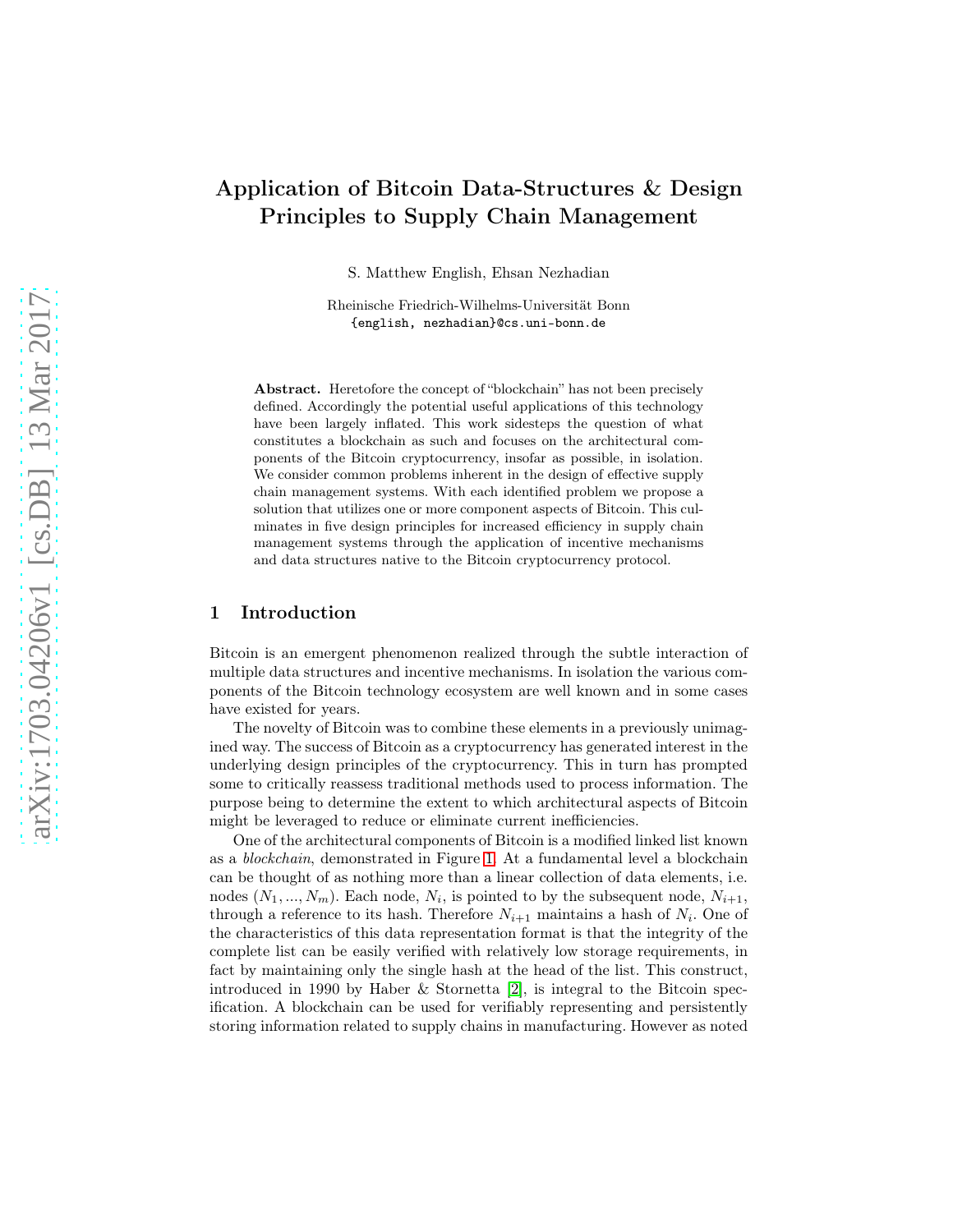# Application of Bitcoin Data-Structures & Design Principles to Supply Chain Management

S. Matthew English, Ehsan Nezhadian

Rheinische Friedrich-Wilhelms-Universität Bonn
{english, nezhadian}@cs.uni-bonn.de

**Abstract.** Heretofore the concept of "blockchain" has not been precisely defined. Accordingly the potential useful applications of this technology have been largely inflated. This work sidesteps the question of what constitutes a blockchain as such and focuses on the architectural components of the Bitcoin cryptocurrency, insofar as possible, in isolation. We consider common problems inherent in the design of effective supply chain management systems. With each identified problem we propose a solution that utilizes one or more component aspects of Bitcoin. This culminates in five design principles for increased efficiency in supply chain management systems through the application of incentive mechanisms and data structures native to the Bitcoin cryptocurrency protocol.

## 1 Introduction

Bitcoin is an emergent phenomenon realized through the subtle interaction of multiple data structures and incentive mechanisms. In isolation the various components of the Bitcoin technology ecosystem are well known and in some cases have existed for years.

The novelty of Bitcoin was to combine these elements in a previously unimagined way. The success of Bitcoin as a cryptocurrency has generated interest in the underlying design principles of the cryptocurrency. This in turn has prompted some to critically reassess traditional methods used to process information. The purpose being to determine the extent to which architectural aspects of Bitcoin might be leveraged to reduce or eliminate current inefficiencies.

One of the architectural components of Bitcoin is a modified linked list known as a *blockchain*, demonstrated in Figure 1. At a fundamental level a blockchain can be thought of as nothing more than a linear collection of data elements, i.e. nodes $(N_1, ..., N_m)$. Each node, $N_i$, is pointed to by the subsequent node, $N_{i+1}$, through a reference to its hash. Therefore $N_{i+1}$ maintains a hash of $N_i$. One of the characteristics of this data representation format is that the integrity of the complete list can be easily verified with relatively low storage requirements, in fact by maintaining only the single hash at the head of the list. This construct, introduced in 1990 by Haber & Stornetta [2], is integral to the Bitcoin specification. A blockchain can be used for verifiably representing and persistently storing information related to supply chains in manufacturing. However as noted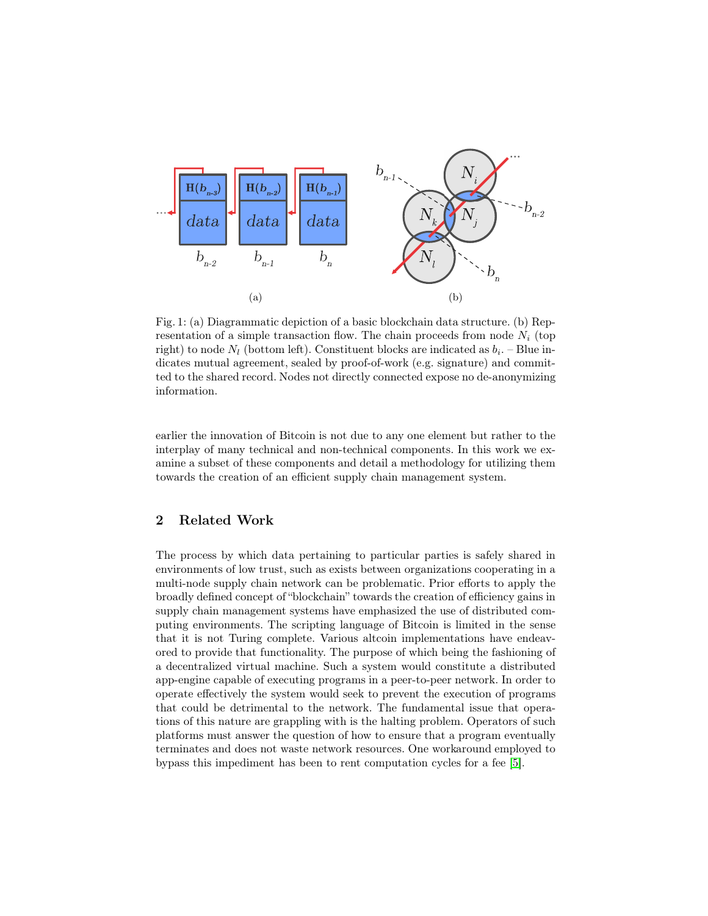Fig. 1: (a) Diagrammatic depiction of a basic blockchain data structure. (b) Representation of a simple transaction flow. The chain proceeds from node $N_i$ (top right) to node $N_l$ (bottom left). Constituent blocks are indicated as $b_i$. – Blue indicates mutual agreement, sealed by proof-of-work (e.g. signature) and committed to the shared record. Nodes not directly connected expose no de-anonymizing information.

earlier the innovation of Bitcoin is not due to any one element but rather to the interplay of many technical and non-technical components. In this work we examine a subset of these components and detail a methodology for utilizing them towards the creation of an efficient supply chain management system.

## 2 Related Work

The process by which data pertaining to particular parties is safely shared in environments of low trust, such as exists between organizations cooperating in a multi-node supply chain network can be problematic. Prior efforts to apply the broadly defined concept of "blockchain" towards the creation of efficiency gains in supply chain management systems have emphasized the use of distributed computing environments. The scripting language of Bitcoin is limited in the sense that it is not Turing complete. Various altcoin implementations have endeavored to provide that functionality. The purpose of which being the fashioning of a decentralized virtual machine. Such a system would constitute a distributed app-engine capable of executing programs in a peer-to-peer network. In order to operate effectively the system would seek to prevent the execution of programs that could be detrimental to the network. The fundamental issue that operations of this nature are grappling with is the halting problem. Operators of such platforms must answer the question of how to ensure that a program eventually terminates and does not waste network resources. One workaround employed to bypass this impediment has been to rent computation cycles for a fee [5].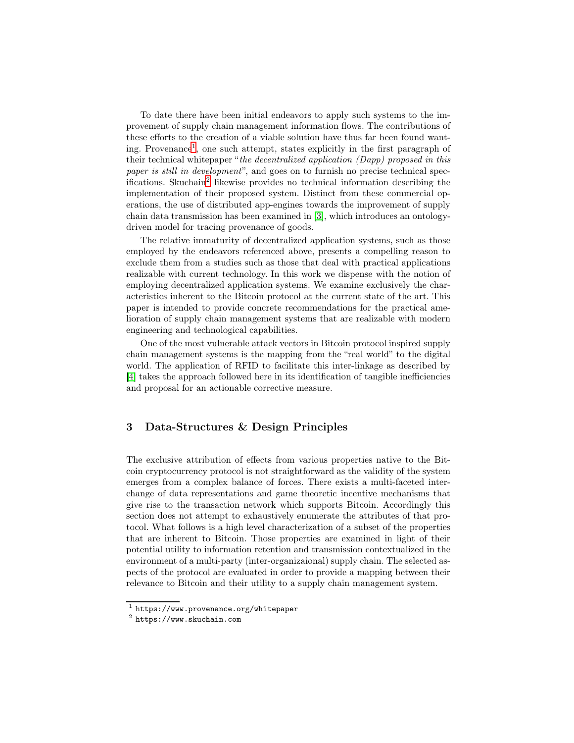To date there have been initial endeavors to apply such systems to the improvement of supply chain management information flows. The contributions of these efforts to the creation of a viable solution have thus far been found wanting. Provenance[1], one such attempt, states explicitly in the first paragraph of their technical whitepaper "*the decentralized application (Dapp) proposed in this paper is still in development*", and goes on to furnish no precise technical specifications. Skuchain[2] likewise provides no technical information describing the implementation of their proposed system. Distinct from these commercial operations, the use of distributed app-engines towards the improvement of supply chain data transmission has been examined in [3], which introduces an ontology-driven model for tracing provenance of goods.

The relative immaturity of decentralized application systems, such as those employed by the endeavors referenced above, presents a compelling reason to exclude them from a studies such as those that deal with practical applications realizable with current technology. In this work we dispense with the notion of employing decentralized application systems. We examine exclusively the characteristics inherent to the Bitcoin protocol at the current state of the art. This paper is intended to provide concrete recommendations for the practical amelioration of supply chain management systems that are realizable with modern engineering and technological capabilities.

One of the most vulnerable attack vectors in Bitcoin protocol inspired supply chain management systems is the mapping from the "real world" to the digital world. The application of RFID to facilitate this inter-linkage as described by [4] takes the approach followed here in its identification of tangible inefficiencies and proposal for an actionable corrective measure.

## 3 Data-Structures & Design Principles

The exclusive attribution of effects from various properties native to the Bitcoin cryptocurrency protocol is not straightforward as the validity of the system emerges from a complex balance of forces. There exists a multi-faceted interchange of data representations and game theoretic incentive mechanisms that give rise to the transaction network which supports Bitcoin. Accordingly this section does not attempt to exhaustively enumerate the attributes of that protocol. What follows is a high level characterization of a subset of the properties that are inherent to Bitcoin. Those properties are examined in light of their potential utility to information retention and transmission contextualized in the environment of a multi-party (inter-organizaional) supply chain. The selected aspects of the protocol are evaluated in order to provide a mapping between their relevance to Bitcoin and their utility to a supply chain management system.

[1] `https://www.provenance.org/whitepaper`

[2] `https://www.skuchain.com`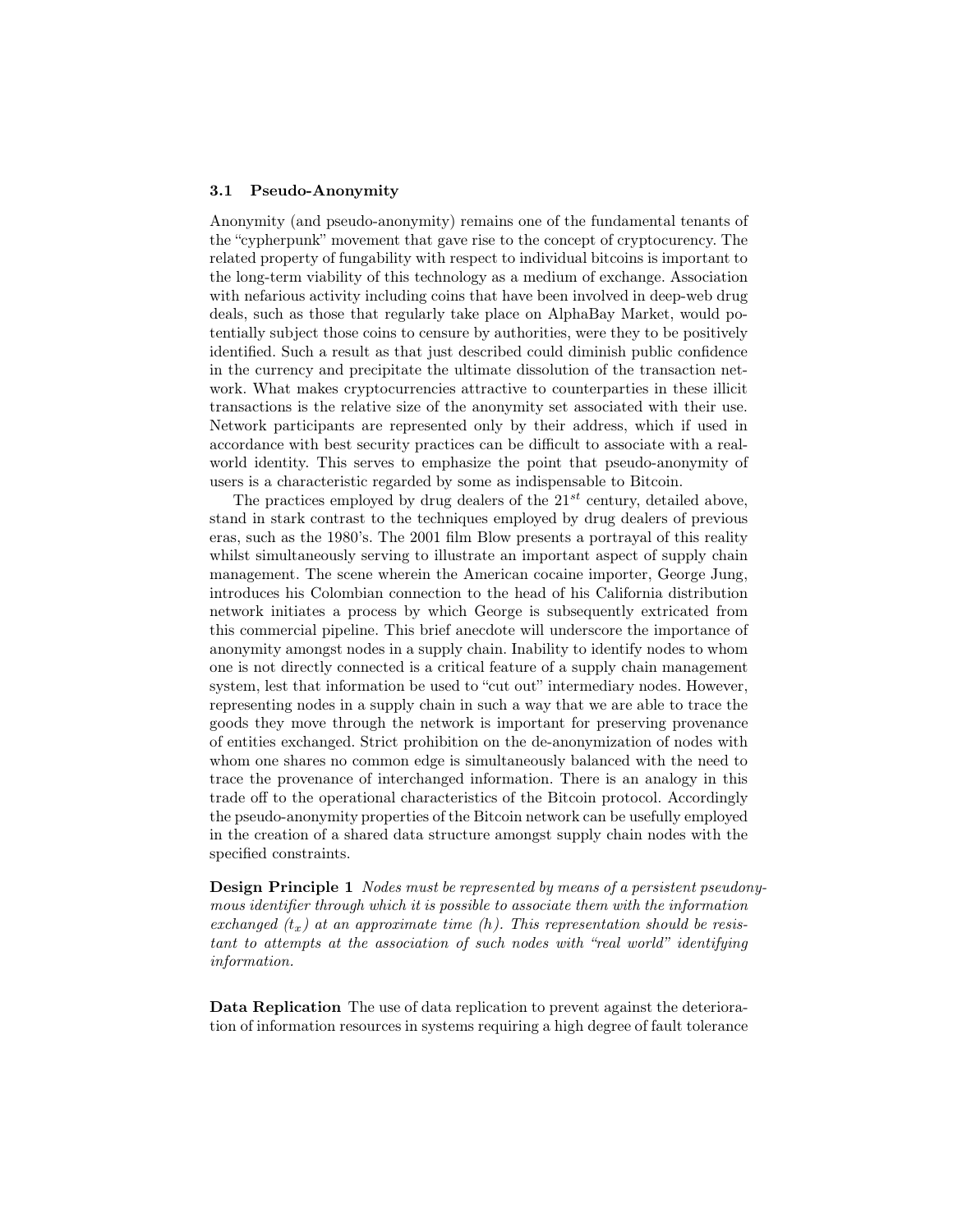### 3.1 Pseudo-Anonymity

Anonymity (and pseudo-anonymity) remains one of the fundamental tenants of the "cypherpunk" movement that gave rise to the concept of cryptocurency. The related property of fungability with respect to individual bitcoins is important to the long-term viability of this technology as a medium of exchange. Association with nefarious activity including coins that have been involved in deep-web drug deals, such as those that regularly take place on AlphaBay Market, would potentially subject those coins to censure by authorities, were they to be positively identified. Such a result as that just described could diminish public confidence in the currency and precipitate the ultimate dissolution of the transaction network. What makes cryptocurrencies attractive to counterparties in these illicit transactions is the relative size of the anonymity set associated with their use. Network participants are represented only by their address, which if used in accordance with best security practices can be difficult to associate with a real-world identity. This serves to emphasize the point that pseudo-anonymity of users is a characteristic regarded by some as indispensable to Bitcoin.

The practices employed by drug dealers of the $21^{st}$ century, detailed above, stand in stark contrast to the techniques employed by drug dealers of previous eras, such as the 1980's. The 2001 film Blow presents a portrayal of this reality whilst simultaneously serving to illustrate an important aspect of supply chain management. The scene wherein the American cocaine importer, George Jung, introduces his Colombian connection to the head of his California distribution network initiates a process by which George is subsequently extricated from this commercial pipeline. This brief anecdote will underscore the importance of anonymity amongst nodes in a supply chain. Inability to identify nodes to whom one is not directly connected is a critical feature of a supply chain management system, lest that information be used to "cut out" intermediary nodes. However, representing nodes in a supply chain in such a way that we are able to trace the goods they move through the network is important for preserving provenance of entities exchanged. Strict prohibition on the de-anonymization of nodes with whom one shares no common edge is simultaneously balanced with the need to trace the provenance of interchanged information. There is an analogy in this trade off to the operational characteristics of the Bitcoin protocol. Accordingly the pseudo-anonymity properties of the Bitcoin network can be usefully employed in the creation of a shared data structure amongst supply chain nodes with the specified constraints.

**Design Principle 1** *Nodes must be represented by means of a persistent pseudonymous identifier through which it is possible to associate them with the information exchanged ($t_x$) at an approximate time ($h$). This representation should be resistant to attempts at the association of such nodes with "real world" identifying information.*

**Data Replication** The use of data replication to prevent against the deterioration of information resources in systems requiring a high degree of fault tolerance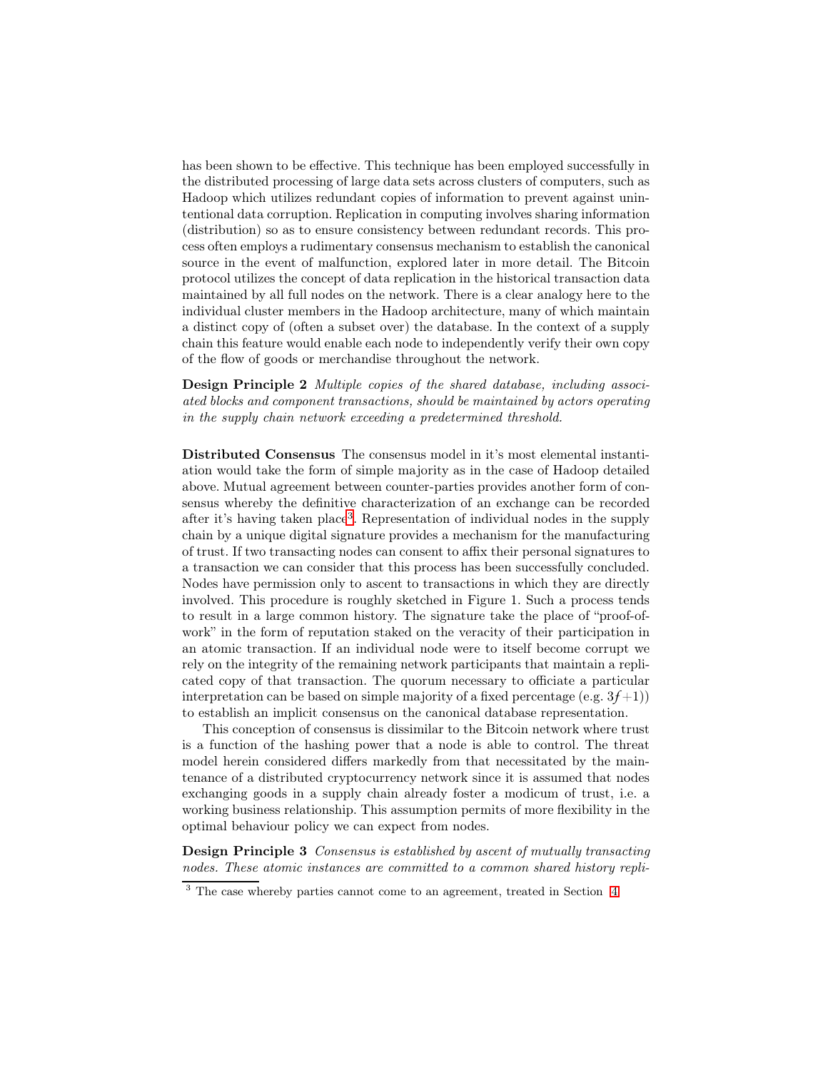has been shown to be effective. This technique has been employed successfully in the distributed processing of large data sets across clusters of computers, such as Hadoop which utilizes redundant copies of information to prevent against unintentional data corruption. Replication in computing involves sharing information (distribution) so as to ensure consistency between redundant records. This process often employs a rudimentary consensus mechanism to establish the canonical source in the event of malfunction, explored later in more detail. The Bitcoin protocol utilizes the concept of data replication in the historical transaction data maintained by all full nodes on the network. There is a clear analogy here to the individual cluster members in the Hadoop architecture, many of which maintain a distinct copy of (often a subset over) the database. In the context of a supply chain this feature would enable each node to independently verify their own copy of the flow of goods or merchandise throughout the network.

**Design Principle 2** *Multiple copies of the shared database, including associated blocks and component transactions, should be maintained by actors operating in the supply chain network exceeding a predetermined threshold.*

**Distributed Consensus** The consensus model in it's most elemental instantiation would take the form of simple majority as in the case of Hadoop detailed above. Mutual agreement between counter-parties provides another form of consensus whereby the definitive characterization of an exchange can be recorded after it's having taken place[3]. Representation of individual nodes in the supply chain by a unique digital signature provides a mechanism for the manufacturing of trust. If two transacting nodes can consent to affix their personal signatures to a transaction we can consider that this process has been successfully concluded. Nodes have permission only to ascent to transactions in which they are directly involved. This procedure is roughly sketched in Figure 1. Such a process tends to result in a large common history. The signature take the place of "proof-of-work" in the form of reputation staked on the veracity of their participation in an atomic transaction. If an individual node were to itself become corrupt we rely on the integrity of the remaining network participants that maintain a replicated copy of that transaction. The quorum necessary to officiate a particular interpretation can be based on simple majority of a fixed percentage (e.g. $3f+1$)) to establish an implicit consensus on the canonical database representation.

This conception of consensus is dissimilar to the Bitcoin network where trust is a function of the hashing power that a node is able to control. The threat model herein considered differs markedly from that necessitated by the maintenance of a distributed cryptocurrency network since it is assumed that nodes exchanging goods in a supply chain already foster a modicum of trust, i.e. a working business relationship. This assumption permits of more flexibility in the optimal behaviour policy we can expect from nodes.

**Design Principle 3** *Consensus is established by ascent of mutually transacting nodes. These atomic instances are committed to a common shared history repli-*

[3] The case whereby parties cannot come to an agreement, treated in Section 4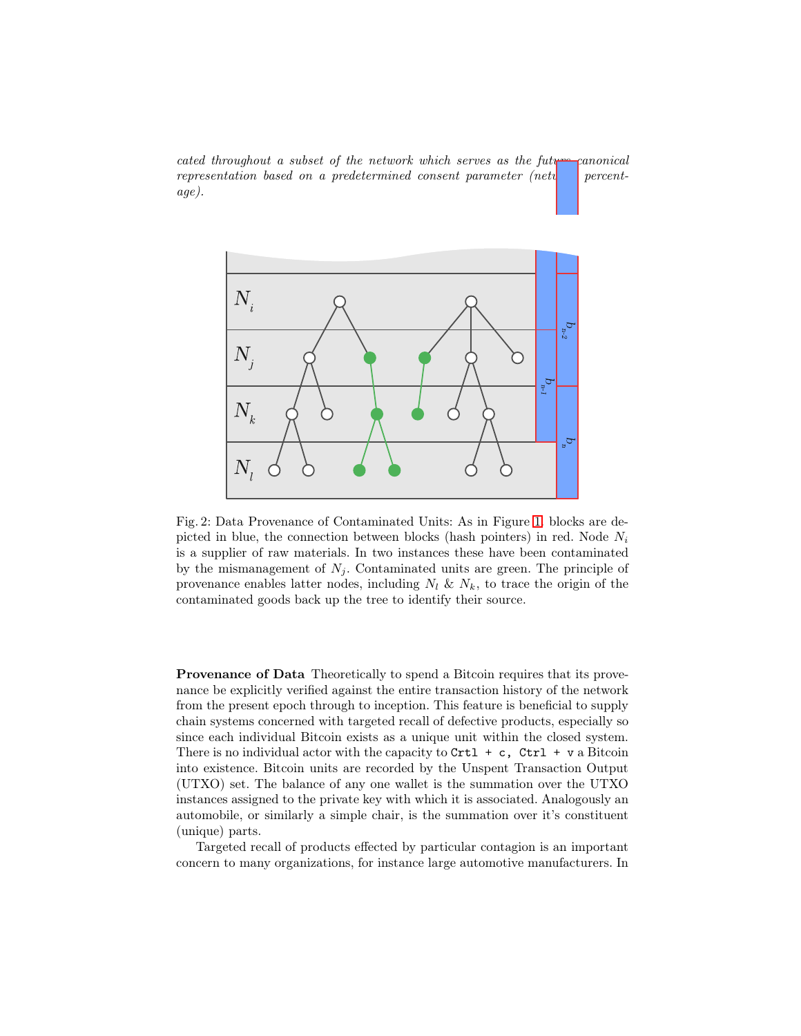*cated throughout a subset of the network which serves as the future canonical representation based on a predetermined consent parameter (network percentage).*

Fig. 2: Data Provenance of Contaminated Units: As in Figure 1, blocks are depicted in blue, the connection between blocks (hash pointers) in red. Node $N_i$ is a supplier of raw materials. In two instances these have been contaminated by the mismanagement of $N_j$. Contaminated units are green. The principle of provenance enables latter nodes, including $N_l$ & $N_k$, to trace the origin of the contaminated goods back up the tree to identify their source.

**Provenance of Data** Theoretically to spend a Bitcoin requires that its provenance be explicitly verified against the entire transaction history of the network from the present epoch through to inception. This feature is beneficial to supply chain systems concerned with targeted recall of defective products, especially so since each individual Bitcoin exists as a unique unit within the closed system. There is no individual actor with the capacity to `Crtl + c, Ctrl + v` a Bitcoin into existence. Bitcoin units are recorded by the Unspent Transaction Output (UTXO) set. The balance of any one wallet is the summation over the UTXO instances assigned to the private key with which it is associated. Analogously an automobile, or similarly a simple chair, is the summation over it's constituent (unique) parts.

Targeted recall of products effected by particular contagion is an important concern to many organizations, for instance large automotive manufacturers. In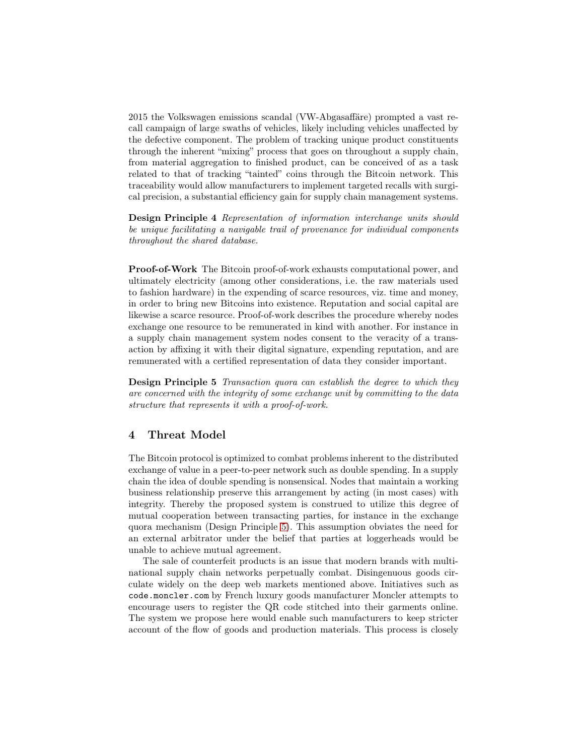2015 the Volkswagen emissions scandal (VW-Abgasaffäre) prompted a vast recall campaign of large swaths of vehicles, likely including vehicles unaffected by the defective component. The problem of tracking unique product constituents through the inherent "mixing" process that goes on throughout a supply chain, from material aggregation to finished product, can be conceived of as a task related to that of tracking "tainted" coins through the Bitcoin network. This traceability would allow manufacturers to implement targeted recalls with surgical precision, a substantial efficiency gain for supply chain management systems.

**Design Principle 4** *Representation of information interchange units should be unique facilitating a navigable trail of provenance for individual components throughout the shared database.*

**Proof-of-Work** The Bitcoin proof-of-work exhausts computational power, and ultimately electricity (among other considerations, i.e. the raw materials used to fashion hardware) in the expending of scarce resources, viz. time and money, in order to bring new Bitcoins into existence. Reputation and social capital are likewise a scarce resource. Proof-of-work describes the procedure whereby nodes exchange one resource to be remunerated in kind with another. For instance in a supply chain management system nodes consent to the veracity of a transaction by affixing it with their digital signature, expending reputation, and are remunerated with a certified representation of data they consider important.

**Design Principle 5** *Transaction quora can establish the degree to which they are concerned with the integrity of some exchange unit by committing to the data structure that represents it with a proof-of-work.*

## 4 Threat Model

The Bitcoin protocol is optimized to combat problems inherent to the distributed exchange of value in a peer-to-peer network such as double spending. In a supply chain the idea of double spending is nonsensical. Nodes that maintain a working business relationship preserve this arrangement by acting (in most cases) with integrity. Thereby the proposed system is construed to utilize this degree of mutual cooperation between transacting parties, for instance in the exchange quora mechanism (Design Principle 5). This assumption obviates the need for an external arbitrator under the belief that parties at loggerheads would be unable to achieve mutual agreement.

The sale of counterfeit products is an issue that modern brands with multinational supply chain networks perpetually combat. Disingenuous goods circulate widely on the deep web markets mentioned above. Initiatives such as `code.moncler.com` by French luxury goods manufacturer Moncler attempts to encourage users to register the QR code stitched into their garments online. The system we propose here would enable such manufacturers to keep stricter account of the flow of goods and production materials. This process is closely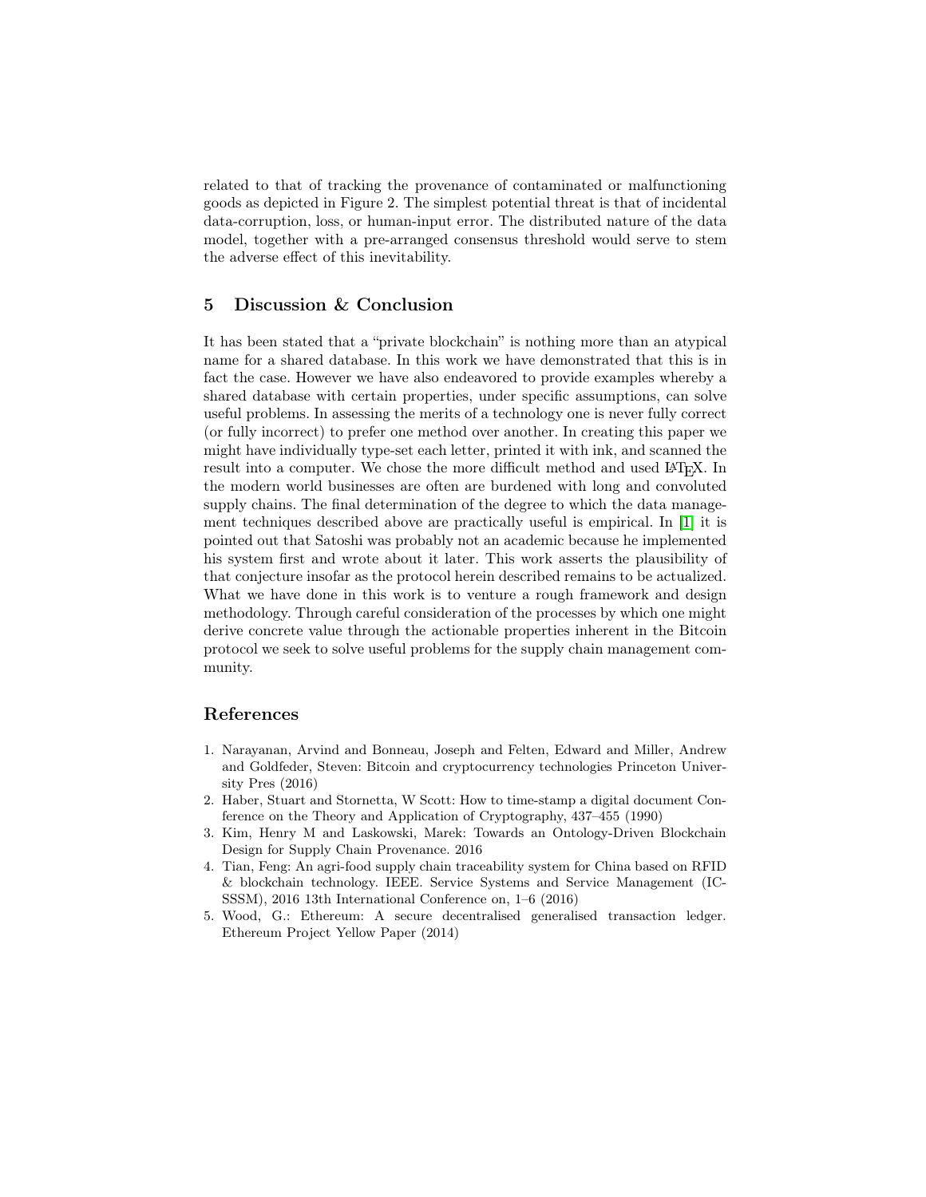related to that of tracking the provenance of contaminated or malfunctioning goods as depicted in Figure 2. The simplest potential threat is that of incidental data-corruption, loss, or human-input error. The distributed nature of the data model, together with a pre-arranged consensus threshold would serve to stem the adverse effect of this inevitability.

## 5 Discussion & Conclusion

It has been stated that a "private blockchain" is nothing more than an atypical name for a shared database. In this work we have demonstrated that this is in fact the case. However we have also endeavored to provide examples whereby a shared database with certain properties, under specific assumptions, can solve useful problems. In assessing the merits of a technology one is never fully correct (or fully incorrect) to prefer one method over another. In creating this paper we might have individually type-set each letter, printed it with ink, and scanned the result into a computer. We chose the more difficult method and used LaTeX. In the modern world businesses are often are burdened with long and convoluted supply chains. The final determination of the degree to which the data management techniques described above are practically useful is empirical. In [1] it is pointed out that Satoshi was probably not an academic because he implemented his system first and wrote about it later. This work asserts the plausibility of that conjecture insofar as the protocol herein described remains to be actualized. What we have done in this work is to venture a rough framework and design methodology. Through careful consideration of the processes by which one might derive concrete value through the actionable properties inherent in the Bitcoin protocol we seek to solve useful problems for the supply chain management community.

## References

1. Narayanan, Arvind and Bonneau, Joseph and Felten, Edward and Miller, Andrew and Goldfeder, Steven: Bitcoin and cryptocurrency technologies Princeton University Pres (2016)
2. Haber, Stuart and Stornetta, W Scott: How to time-stamp a digital document Conference on the Theory and Application of Cryptography, 437–455 (1990)
3. Kim, Henry M and Laskowski, Marek: Towards an Ontology-Driven Blockchain Design for Supply Chain Provenance. 2016
4. Tian, Feng: An agri-food supply chain traceability system for China based on RFID & blockchain technology. IEEE. Service Systems and Service Management (ICSSSM), 2016 13th International Conference on, 1–6 (2016)
5. Wood, G.: Ethereum: A secure decentralised generalised transaction ledger. Ethereum Project Yellow Paper (2014)